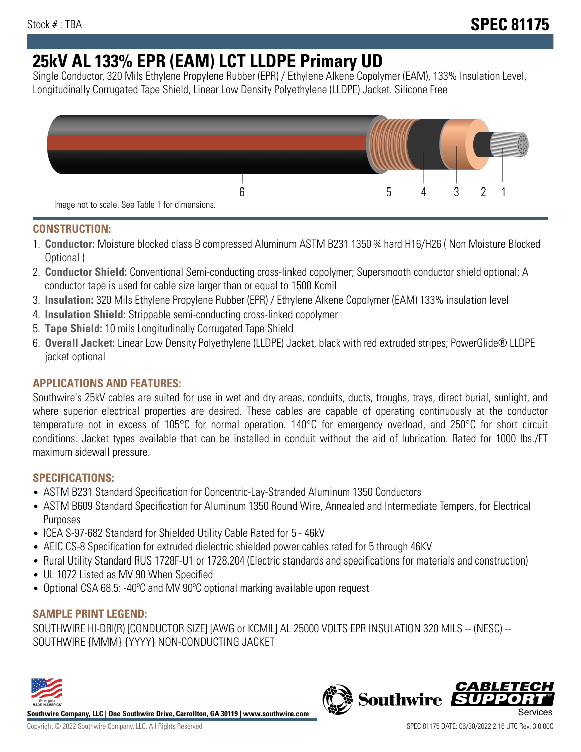Stock # : TBA

# SPEC 81175

# 25kV AL 133% EPR (EAM) LCT LLDPE Primary UD

Single Conductor, 320 Mils Ethylene Propylene Rubber (EPR) / Ethylene Alkene Copolymer (EAM), 133% Insulation Level, Longitudinally Corrugated Tape Shield, Linear Low Density Polyethylene (LLDPE) Jacket. Silicone Free

6 5 4 3 2 1

Image not to scale. See Table 1 for dimensions.

## CONSTRUCTION:

1. **Conductor:** Moisture blocked class B compressed Aluminum ASTM B231 1350 ¾ hard H16/H26 ( Non Moisture Blocked Optional )
2. **Conductor Shield:** Conventional Semi-conducting cross-linked copolymer; Supersmooth conductor shield optional; A conductor tape is used for cable size larger than or equal to 1500 Kcmil
3. **Insulation:** 320 Mils Ethylene Propylene Rubber (EPR) / Ethylene Alkene Copolymer (EAM) 133% insulation level
4. **Insulation Shield:** Strippable semi-conducting cross-linked copolymer
5. **Tape Shield:** 10 mils Longitudinally Corrugated Tape Shield
6. **Overall Jacket:** Linear Low Density Polyethylene (LLDPE) Jacket, black with red extruded stripes; PowerGlide® LLDPE jacket optional

## APPLICATIONS AND FEATURES:

Southwire's 25kV cables are suited for use in wet and dry areas, conduits, ducts, troughs, trays, direct burial, sunlight, and where superior electrical properties are desired. These cables are capable of operating continuously at the conductor temperature not in excess of 105°C for normal operation. 140°C for emergency overload, and 250°C for short circuit conditions. Jacket types available that can be installed in conduit without the aid of lubrication. Rated for 1000 lbs./FT maximum sidewall pressure.

## SPECIFICATIONS:

- ASTM B231 Standard Specification for Concentric-Lay-Stranded Aluminum 1350 Conductors
- ASTM B609 Standard Specification for Aluminum 1350 Round Wire, Annealed and Intermediate Tempers, for Electrical Purposes
- ICEA S-97-682 Standard for Shielded Utility Cable Rated for 5 - 46kV
- AEIC CS-8 Specification for extruded dielectric shielded power cables rated for 5 through 46KV
- Rural Utility Standard RUS 1728F-U1 or 1728.204 (Electric standards and specifications for materials and construction)
- UL 1072 Listed as MV 90 When Specified
- Optional CSA 68.5: -40ºC and MV 90ºC optional marking available upon request

## SAMPLE PRINT LEGEND:

SOUTHWIRE HI-DRI(R) [CONDUCTOR SIZE] [AWG or KCMIL] AL 25000 VOLTS EPR INSULATION 320 MILS -- (NESC) -- SOUTHWIRE {MMM} {YYYY} NON-CONDUCTING JACKET

Southwire Company, LLC | One Southwire Drive, Carrollton, GA 30119 | www.southwire.com

Copyright © 2022 Southwire Company, LLC. All Rights Reserved

SPEC 81175 DATE: 06/30/2022 2:16 UTC Rev: 3.0.00C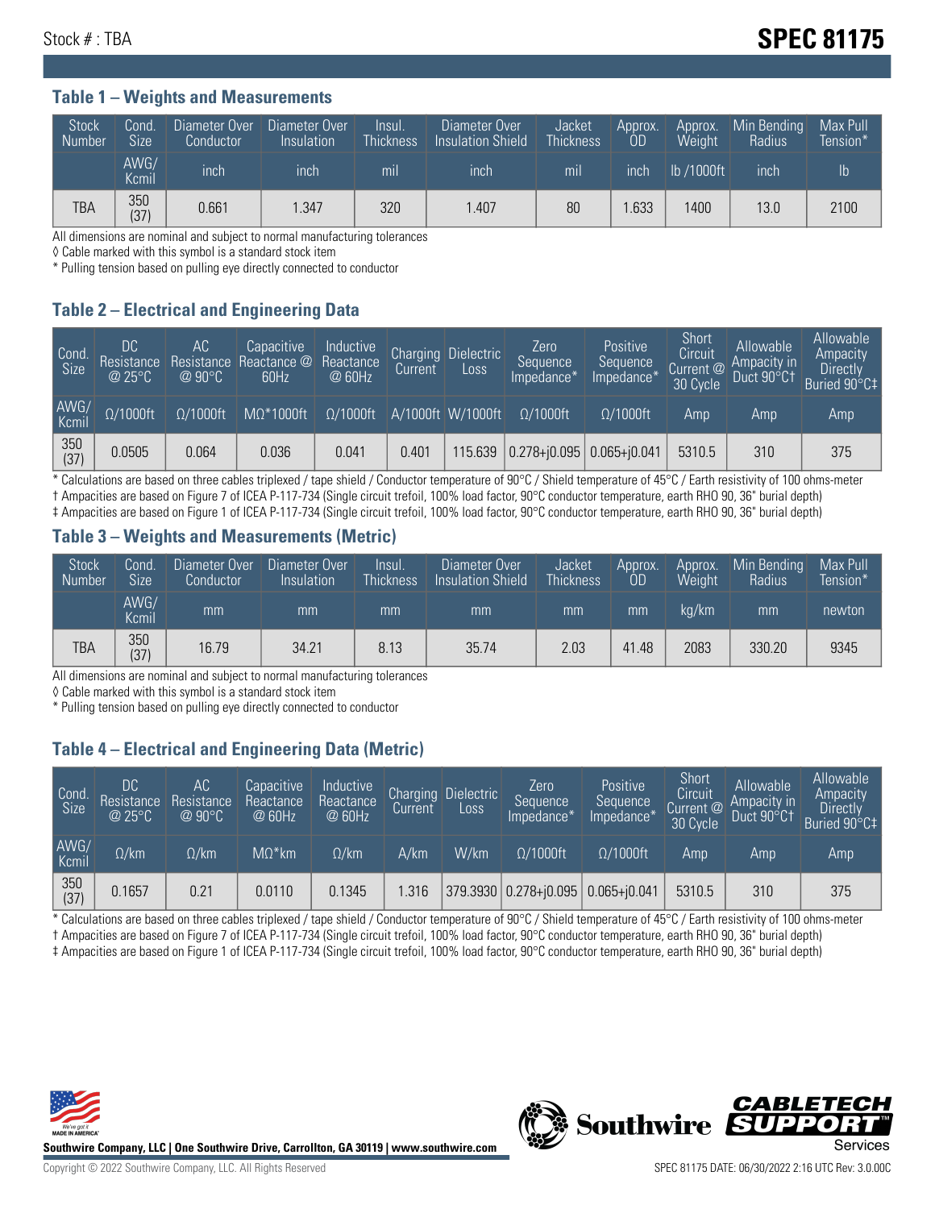Stock # : TBA

# SPEC 81175

## Table 1 – Weights and Measurements

| Stock Number | Cond. Size | Diameter Over Conductor | Diameter Over Insulation | Insul. Thickness | Diameter Over Insulation Shield | Jacket Thickness | Approx. OD | Approx. Weight | Min Bending Radius | Max Pull Tension* |
|---|---|---|---|---|---|---|---|---|---|---|
| | AWG/ Kcmil | inch | inch | mil | inch | mil | inch | lb /1000ft | inch | lb |
| TBA | 350 (37) | 0.661 | 1.347 | 320 | 1.407 | 80 | 1.633 | 1400 | 13.0 | 2100 |

All dimensions are nominal and subject to normal manufacturing tolerances

◊ Cable marked with this symbol is a standard stock item

* Pulling tension based on pulling eye directly connected to conductor

## Table 2 – Electrical and Engineering Data

| Cond. Size | DC Resistance @ 25°C | AC Resistance @ 90°C | Capacitive Reactance @ 60Hz | Inductive Reactance @ 60Hz | Charging Current | Dielectric Loss | Zero Sequence Impedance* | Positive Sequence Impedance* | Short Circuit Current @ 30 Cycle | Allowable Ampacity in Duct 90°C† | Allowable Ampacity Directly Buried 90°C‡ |
|---|---|---|---|---|---|---|---|---|---|---|---|
| AWG/ Kcmil | Ω/1000ft | Ω/1000ft | MΩ*1000ft | Ω/1000ft | A/1000ft | W/1000ft | Ω/1000ft | Ω/1000ft | Amp | Amp | Amp |
| 350 (37) | 0.0505 | 0.064 | 0.036 | 0.041 | 0.401 | 115.639 | 0.278+j0.095 | 0.065+j0.041 | 5310.5 | 310 | 375 |

* Calculations are based on three cables triplexed / tape shield / Conductor temperature of 90°C / Shield temperature of 45°C / Earth resistivity of 100 ohms-meter

† Ampacities are based on Figure 7 of ICEA P-117-734 (Single circuit trefoil, 100% load factor, 90°C conductor temperature, earth RHO 90, 36" burial depth)

‡ Ampacities are based on Figure 1 of ICEA P-117-734 (Single circuit trefoil, 100% load factor, 90°C conductor temperature, earth RHO 90, 36" burial depth)

## Table 3 – Weights and Measurements (Metric)

| Stock Number | Cond. Size | Diameter Over Conductor | Diameter Over Insulation | Insul. Thickness | Diameter Over Insulation Shield | Jacket Thickness | Approx. OD | Approx. Weight | Min Bending Radius | Max Pull Tension* |
|---|---|---|---|---|---|---|---|---|---|---|
| | AWG/ Kcmil | mm | mm | mm | mm | mm | mm | kg/km | mm | newton |
| TBA | 350 (37) | 16.79 | 34.21 | 8.13 | 35.74 | 2.03 | 41.48 | 2083 | 330.20 | 9345 |

All dimensions are nominal and subject to normal manufacturing tolerances

◊ Cable marked with this symbol is a standard stock item

* Pulling tension based on pulling eye directly connected to conductor

## Table 4 – Electrical and Engineering Data (Metric)

| Cond. Size | DC Resistance @ 25°C | AC Resistance @ 90°C | Capacitive Reactance @ 60Hz | Inductive Reactance @ 60Hz | Charging Current | Dielectric Loss | Zero Sequence Impedance* | Positive Sequence Impedance* | Short Circuit Current @ 30 Cycle | Allowable Ampacity in Duct 90°C† | Allowable Ampacity Directly Buried 90°C‡ |
|---|---|---|---|---|---|---|---|---|---|---|---|
| AWG/ Kcmil | Ω/km | Ω/km | MΩ*km | Ω/km | A/km | W/km | Ω/1000ft | Ω/1000ft | Amp | Amp | Amp |
| 350 (37) | 0.1657 | 0.21 | 0.0110 | 0.1345 | 1.316 | 379.3930 | 0.278+j0.095 | 0.065+j0.041 | 5310.5 | 310 | 375 |

* Calculations are based on three cables triplexed / tape shield / Conductor temperature of 90°C / Shield temperature of 45°C / Earth resistivity of 100 ohms-meter

† Ampacities are based on Figure 7 of ICEA P-117-734 (Single circuit trefoil, 100% load factor, 90°C conductor temperature, earth RHO 90, 36" burial depth)

‡ Ampacities are based on Figure 1 of ICEA P-117-734 (Single circuit trefoil, 100% load factor, 90°C conductor temperature, earth RHO 90, 36" burial depth)

**Southwire Company, LLC | One Southwire Drive, Carrollton, GA 30119 | www.southwire.com**

Copyright © 2022 Southwire Company, LLC. All Rights Reserved

SPEC 81175 DATE: 06/30/2022 2:16 UTC Rev: 3.0.00C